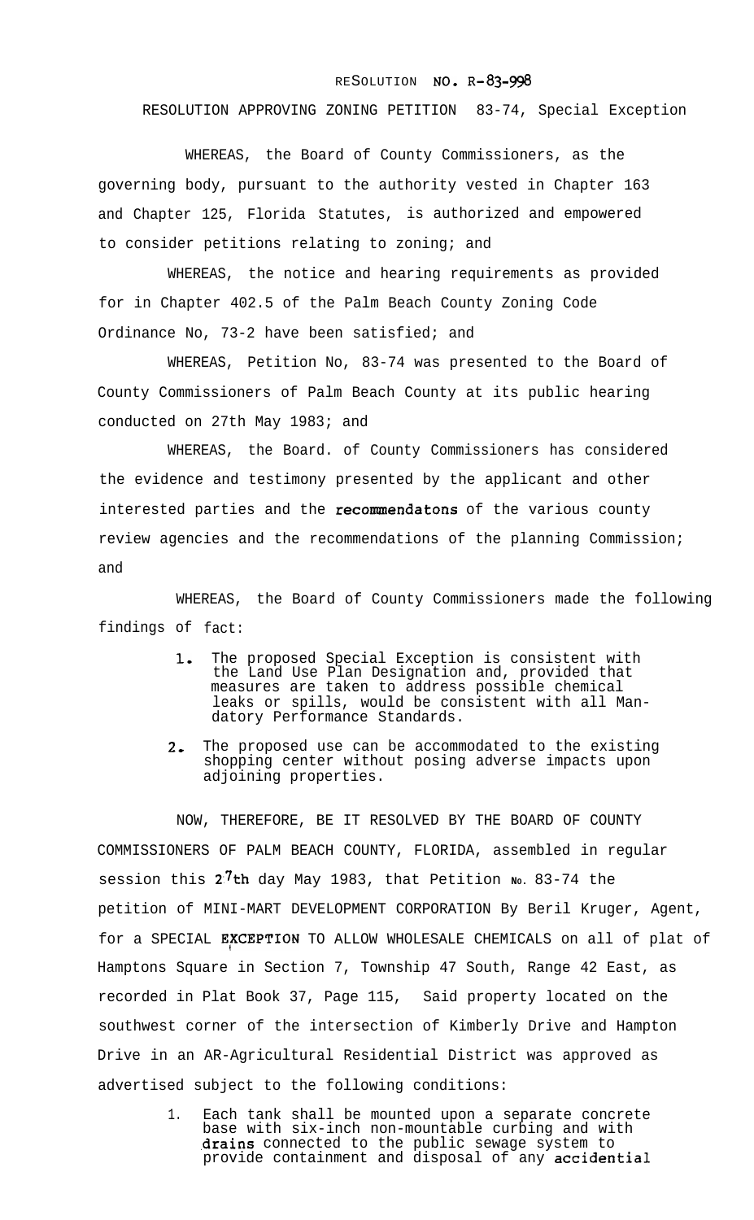RESOLUTION NO. R-83-998

RESOLUTION APPROVING ZONING PETITION 83-74, Special Exception

WHEREAS, the Board of County Commissioners, as the governing body, pursuant to the authority vested in Chapter 163 and Chapter 125, Florida Statutes, is authorized and empowered to consider petitions relating to zoning; and

WHEREAS, the notice and hearing requirements as provided for in Chapter 402.5 of the Palm Beach County Zoning Code Ordinance No, 73-2 have been satisfied; and

WHEREAS, Petition No, 83-74 was presented to the Board of County Commissioners of Palm Beach County at its public hearing conducted on 27th May 1983; and

WHEREAS, the Board. of County Commissioners has considered the evidence and testimony presented by the applicant and other interested parties and the recommendatons of the various county review agencies and the recommendations of the planning Commission; and

WHEREAS, the Board of County Commissioners made the following findings of fact:

1. The proposed Special Exception is consistent with the Land Use Plan Designation and, provided that measures are taken to address possible chemical leaks or spills, would be consistent with all Mandatory Performance Standards.
2. The proposed use can be accommodated to the existing shopping center without posing adverse impacts upon adjoining properties.

NOW, THEREFORE, BE IT RESOLVED BY THE BOARD OF COUNTY COMMISSIONERS OF PALM BEACH COUNTY, FLORIDA, assembled in regular session this 27th day May 1983, that Petition No. 83-74 the petition of MINI-MART DEVELOPMENT CORPORATION By Beril Kruger, Agent, for a SPECIAL EXCEPTION TO ALLOW WHOLESALE CHEMICALS on all of plat of Hamptons Square in Section 7, Township 47 South, Range 42 East, as recorded in Plat Book 37, Page 115, Said property located on the southwest corner of the intersection of Kimberly Drive and Hampton Drive in an AR-Agricultural Residential District was approved as advertised subject to the following conditions:

1. Each tank shall be mounted upon a separate concrete base with six-inch non-mountable curbing and with drains connected to the public sewage system to provide containment and disposal of any accidential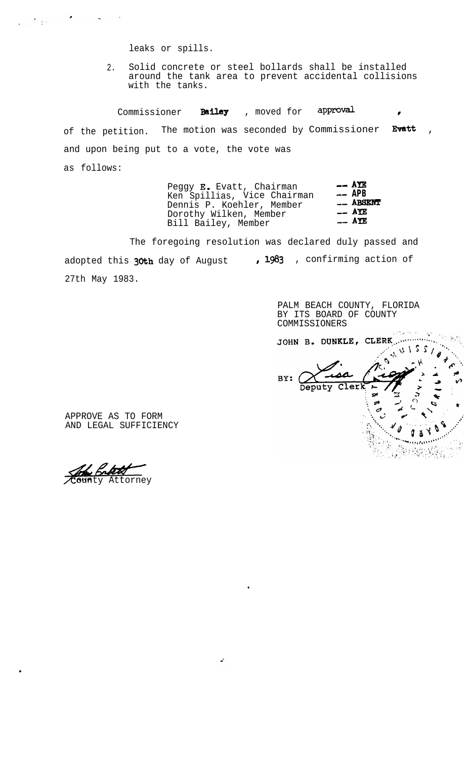leaks or spills.

2. Solid concrete or steel bollards shall be installed around the tank area to prevent accidental collisions with the tanks.

Commissioner **Bailey**, moved for approval, of the petition. The motion was seconded by Commissioner **Evatt**, and upon being put to a vote, the vote was as follows:

| | |
|---|---|
| Peggy E. Evatt, Chairman | -- AYE |
| Ken Spillias, Vice Chairman | -- APB |
| Dennis P. Koehler, Member | -- ABSENT |
| Dorothy Wilken, Member | -- AYE |
| Bill Bailey, Member | -- AYE |

The foregoing resolution was declared duly passed and adopted this **30th** day of August, **1983**, confirming action of 27th May 1983.

PALM BEACH COUNTY, FLORIDA
BY ITS BOARD OF COUNTY COMMISSIONERS

JOHN B. DUNKLE, CLERK

BY: Lisa Ciopp
Deputy Clerk

APPROVE AS TO FORM
AND LEGAL SUFFICIENCY

County Attorney